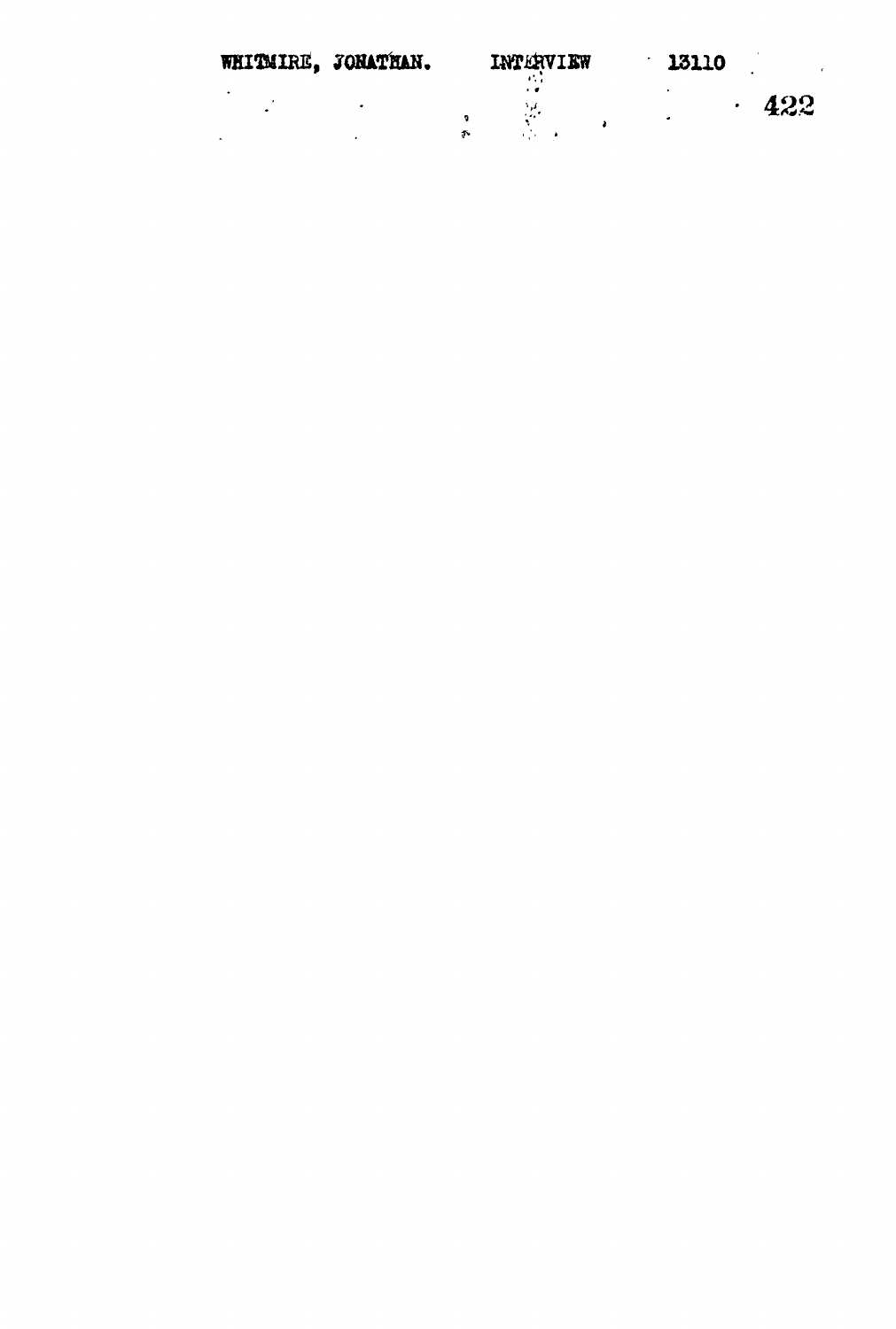WHITMIRE, JONATHAN. INTERVIEW 13110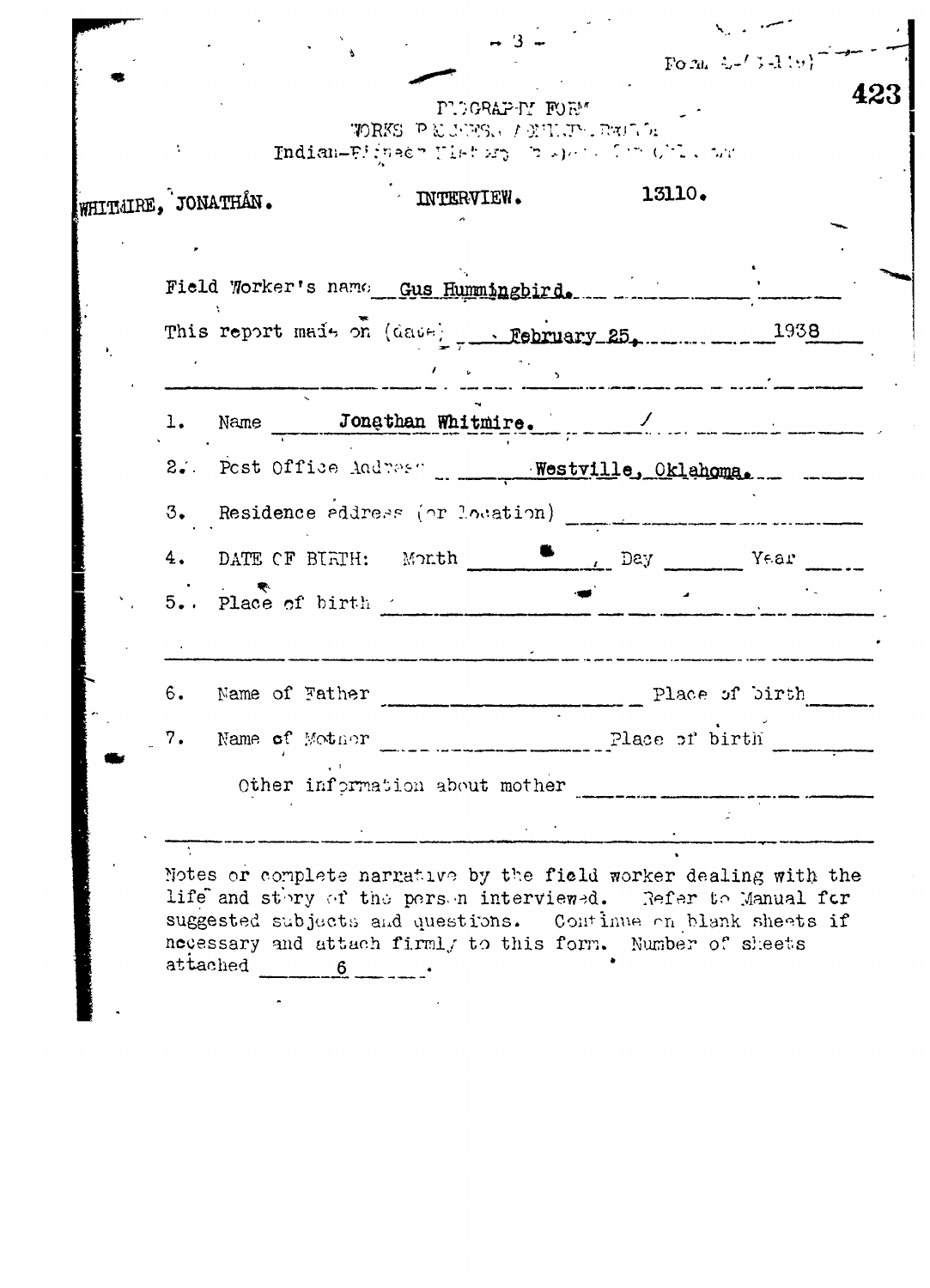Form A-(S-149)

BIOGRAPHY FORM
WORKS PROGRESS ADMINISTRATION
Indian-Pioneer History Project for Oklahoma

WHITMIRE, JONATHAN. INTERVIEW. 13110.

Field Worker's name Gus Hummingbird.

This report made on (date) February 25, 1938

1. Name Jonathan Whitmire.
2. Post Office Address Westville, Oklahoma.
3. Residence address (or location)
4. DATE OF BIRTH: Month , Day Year
5. Place of birth

6. Name of Father Place of birth
7. Name of Mother Place of birth

Other information about mother

Notes or complete narrative by the field worker dealing with the life and story of the person interviewed. Refer to Manual for suggested subjects and questions. Continue on blank sheets if necessary and attach firmly to this form. Number of sheets attached 6.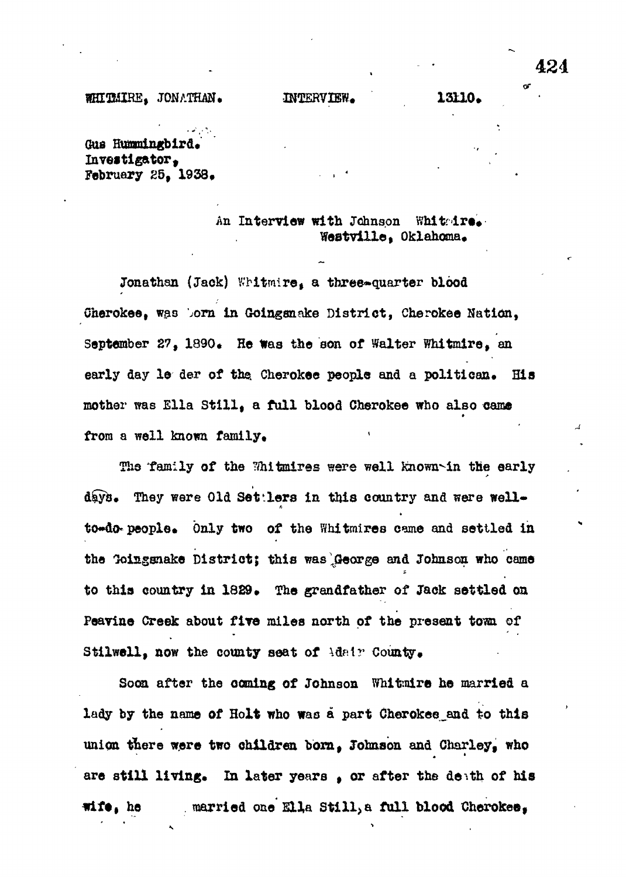WHITMIRE, JONATHAN. INTERVIEW. 13110.

Gus Hummingbird.
Investigator,
February 25, 1938.

An Interview with Johnson Whitmire.
Westville, Oklahoma.

Jonathan (Jack) Whitmire, a three-quarter blood Cherokee, was born in Goingsnake District, Cherokee Nation, September 27, 1890. He was the son of Walter Whitmire, an early day leader of the Cherokee people and a politican. His mother was Ella Still, a full blood Cherokee who also came from a well known family.

The family of the Whitmires were well known in the early days. They were Old Settlers in this country and were well-to-do people. Only two of the Whitmires came and settled in the Goingsnake District; this was George and Johnson who came to this country in 1829. The grandfather of Jack settled on Peavine Creek about five miles north of the present town of Stilwell, now the county seat of Adair County.

Soon after the coming of Johnson Whitmire he married a lady by the name of Holt who was a part Cherokee and to this union there were two children born, Johnson and Charley, who are still living. In later years, or after the death of his wife, he married one Ella Still, a full blood Cherokee,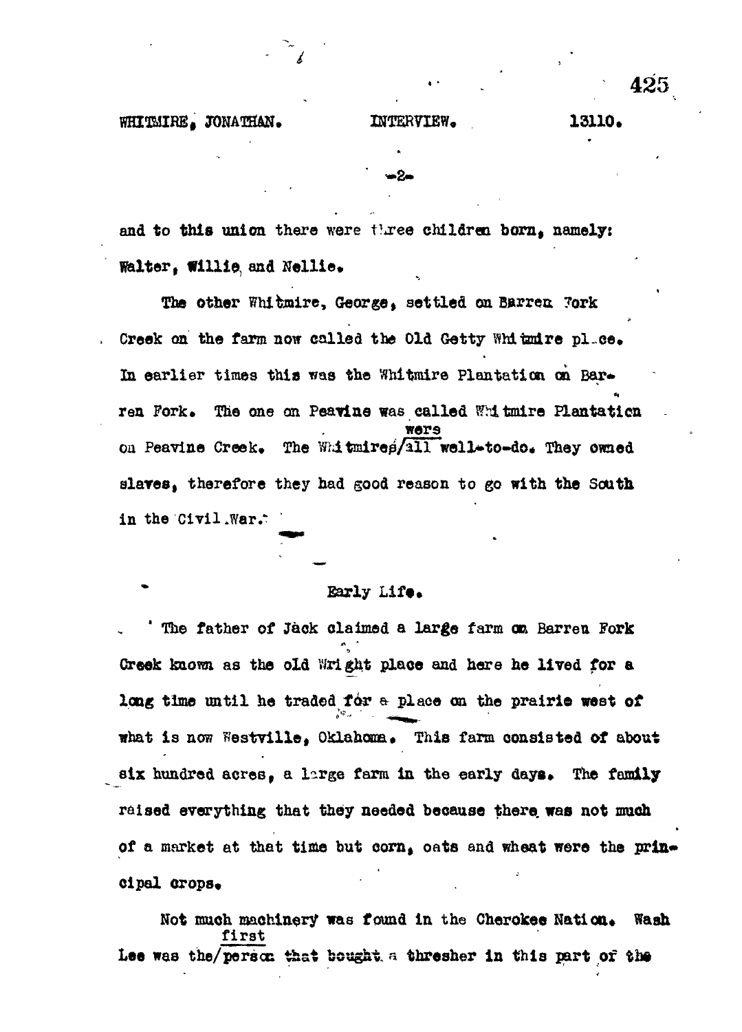and to this union there were three children born, namely: Walter, Willie and Nellie.

The other Whitmire, George, settled on Barren Fork Creek on the farm now called the Old Getty Whitmire place. In earlier times this was the Whitmire Plantation on Barren Fork. The one on Peavine was called Whitmire Plantation on Peavine Creek. The Whitmires were all well-to-do. They owned slaves, therefore they had good reason to go with the South in the Civil War.

## Early Life.

The father of Jack claimed a large farm on Barren Fork Creek known as the old Wright place and here he lived for a long time until he traded for a place on the prairie west of what is now Westville, Oklahoma. This farm consisted of about six hundred acres, a large farm in the early days. The family raised everything that they needed because there was not much of a market at that time but corn, oats and wheat were the principal crops.

Not much machinery was found in the Cherokee Nation. Wash Lee was the first person that bought a thresher in this part of the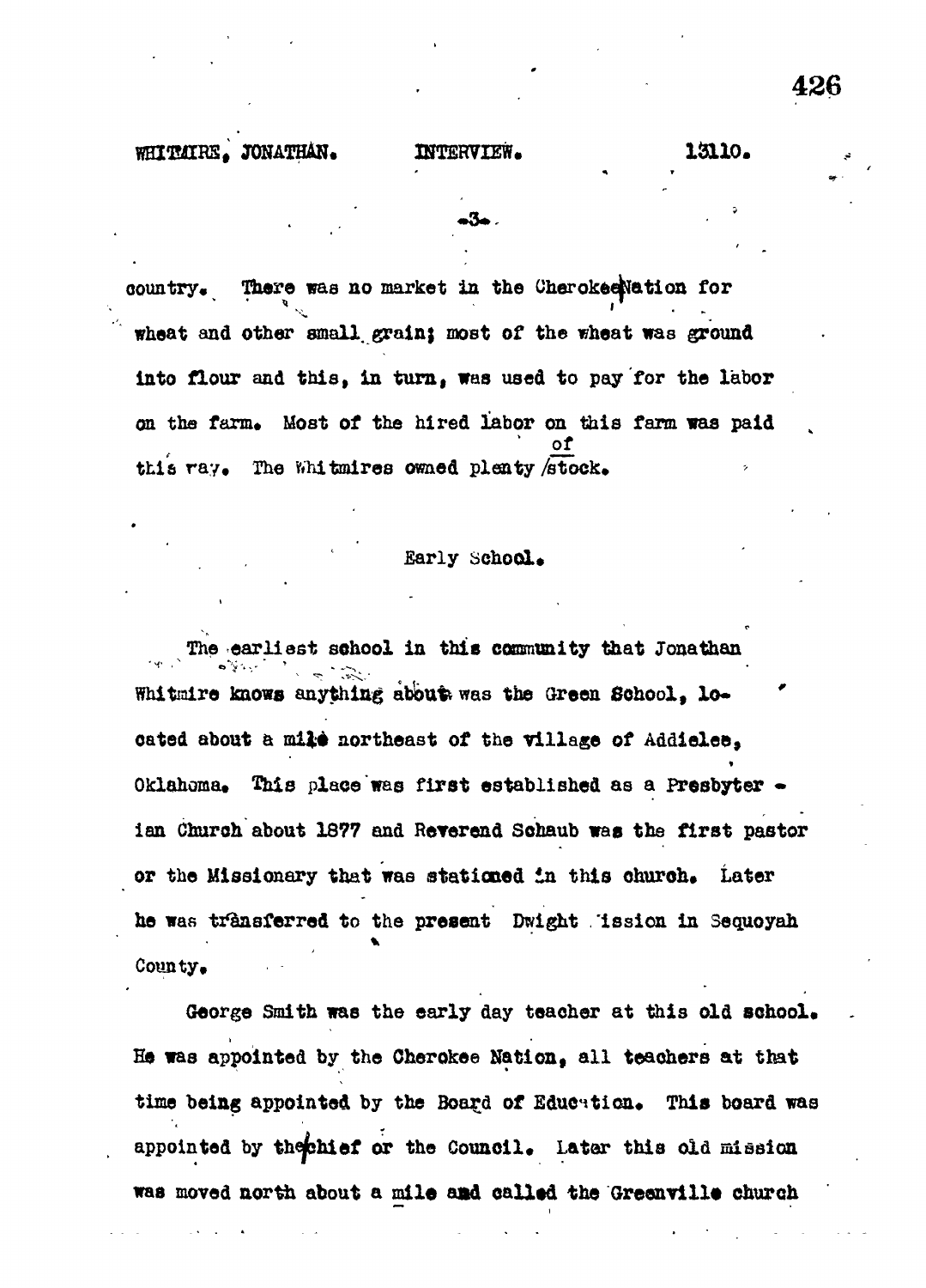country. There was no market in the Cherokee Nation for wheat and other small grain; most of the wheat was ground into flour and this, in turn, was used to pay for the labor on the farm. Most of the hired labor on this farm was paid this way. The Whitmires owned plenty of stock.

## Early School.

The earliest school in this community that Jonathan Whitmire knows anything about was the Green School, located about a mile northeast of the village of Addielee, Oklahoma. This place was first established as a Presbyterian Church about 1877 and Reverend Schaub was the first pastor or the Missionary that was stationed in this church. Later he was transferred to the present Dwight Mission in Sequoyah County.

George Smith was the early day teacher at this old school. He was appointed by the Cherokee Nation, all teachers at that time being appointed by the Board of Education. This board was appointed by the chief or the Council. Later this old mission was moved north about a mile and called the Greenville church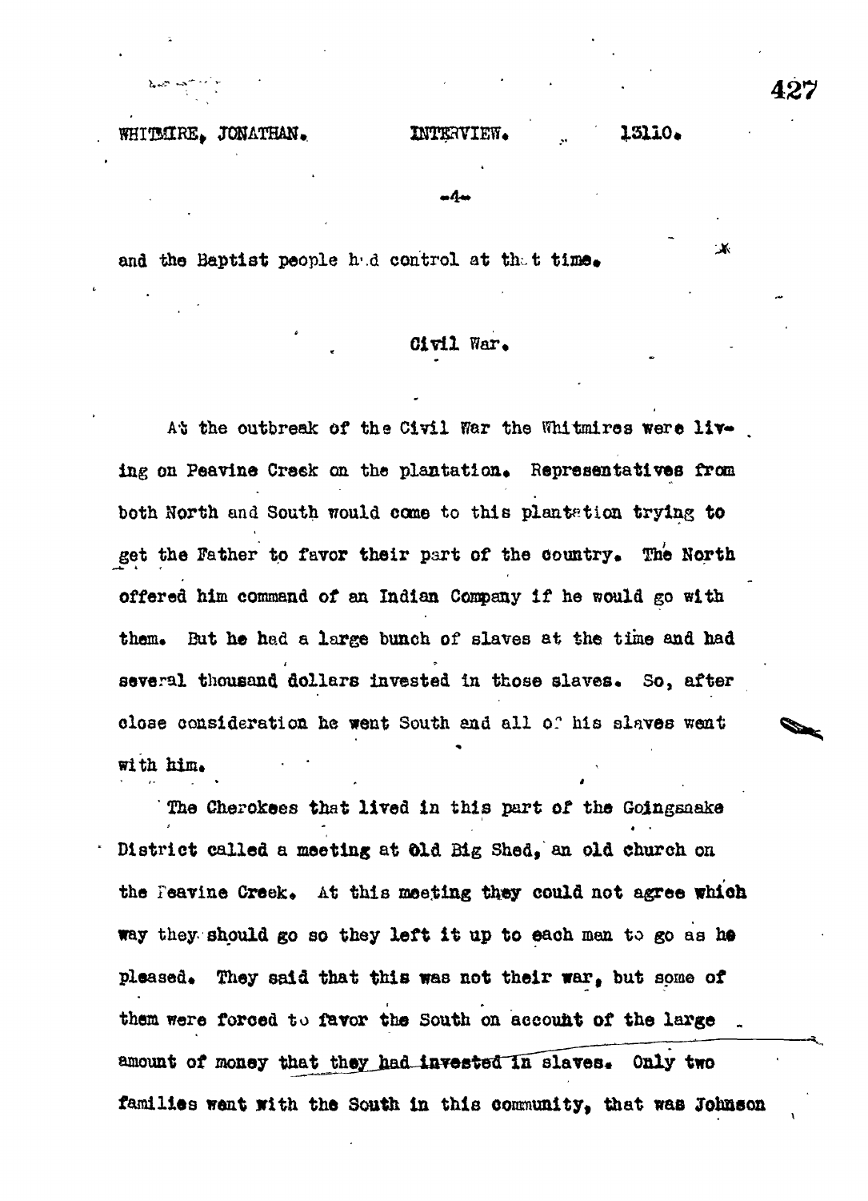and the Baptist people had control at that time.

## Civil War.

At the outbreak of the Civil War the Whitmires were living on Peavine Creek on the plantation. Representatives from both North and South would come to this plantation trying to get the Father to favor their part of the country. The North offered him command of an Indian Company if he would go with them. But he had a large bunch of slaves at the time and had several thousand dollars invested in those slaves. So, after close consideration he went South and all of his slaves went with him.

The Cherokees that lived in this part of the Goingsnake District called a meeting at Old Big Shed, an old church on the Peavine Creek. At this meeting they could not agree which way they should go so they left it up to each man to go as he pleased. They said that this was not their war, but some of them were forced to favor the South on account of the large amount of money that they had invested in slaves. Only two families went with the South in this community, that was Johnson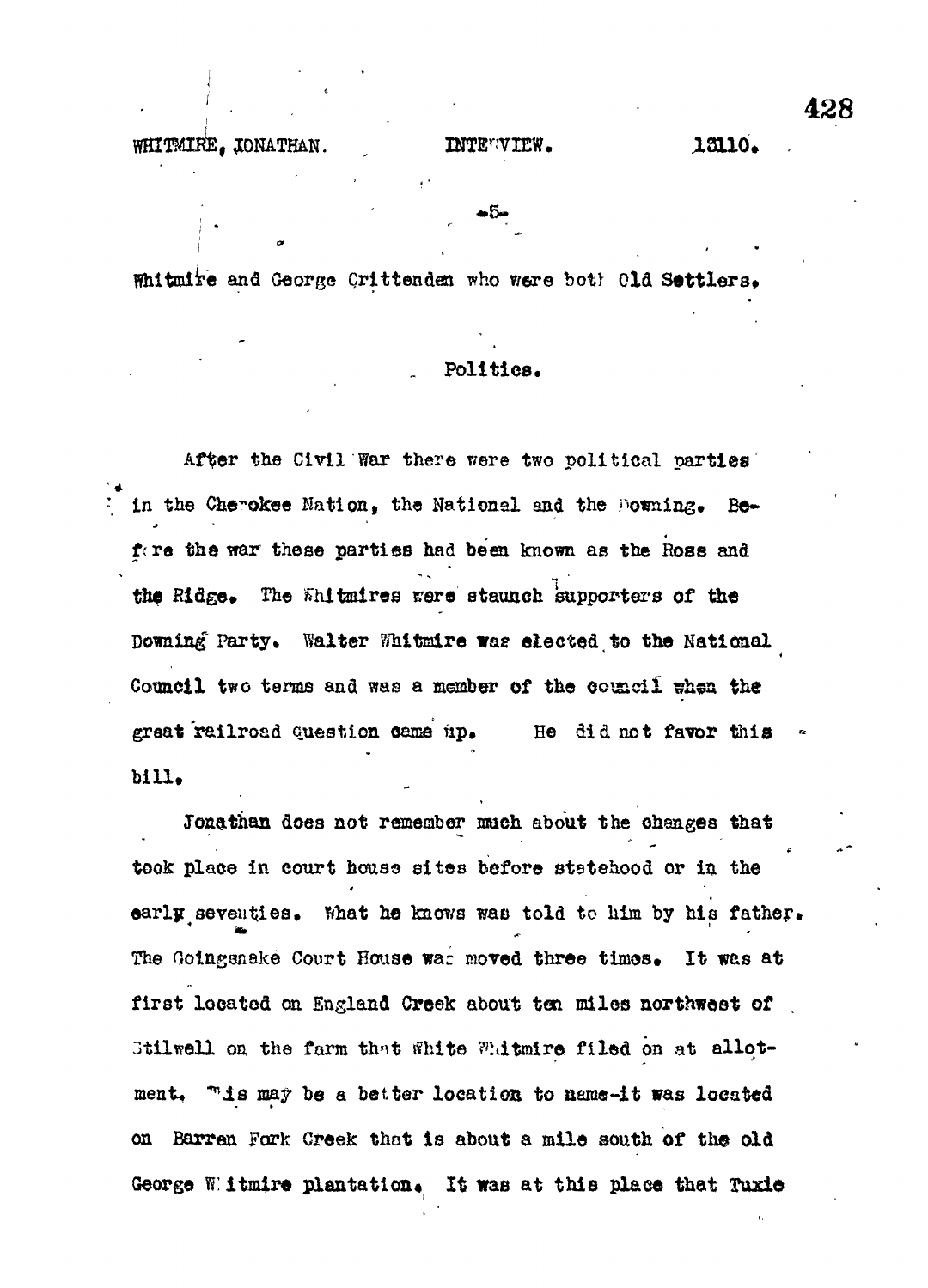Whitmire and George Crittenden who were both Old Settlers.

## Politics.

After the Civil War there were two political parties in the Cherokee Nation, the National and the Downing. Before the war these parties had been known as the Ross and the Ridge. The Whitmires were staunch supporters of the Downing Party. Walter Whitmire was elected to the National Council two terms and was a member of the council when the great railroad question came up. He did not favor this bill.

Jonathan does not remember much about the changes that took place in court house sites before statehood or in the early seventies. What he knows was told to him by his father. The Goingsnake Court House was moved three times. It was at first located on England Creek about ten miles northwest of Stilwell on the farm that White Whitmire filed on at allotment. This may be a better location to name-it was located on Barren Fork Creek that is about a mile south of the old George Whitmire plantation. It was at this place that Tuxie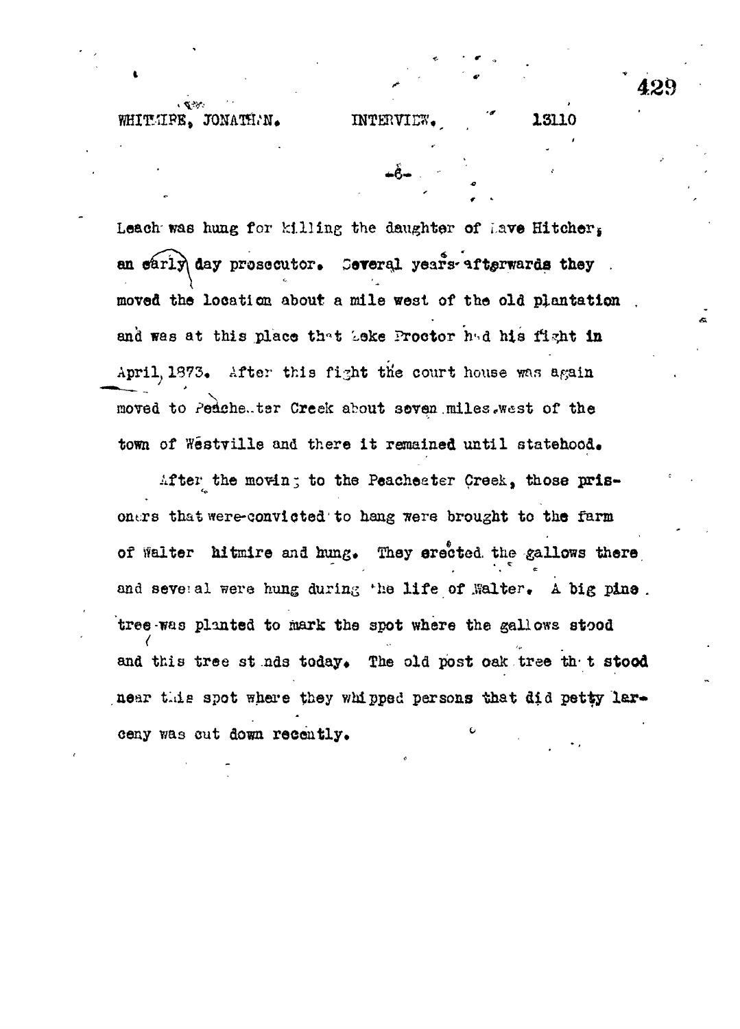Leach was hung for killing the daughter of Dave Hitcher, an early day prosecutor. Several years afterwards they moved the location about a mile west of the old plantation and was at this place that Zeke Proctor had his fight in April, 1873. After this fight the court house was again moved to Peachester Creek about seven miles west of the town of Westville and there it remained until statehood.

After the moving to the Peacheater Creek, those prisoners that were convicted to hang were brought to the farm of Walter Whitmire and hung. They erected the gallows there and several were hung during the life of Walter. A big pine tree was planted to mark the spot where the gallows stood and this tree stands today. The old post oak tree that stood near this spot where they whipped persons that did petty larceny was cut down recently.